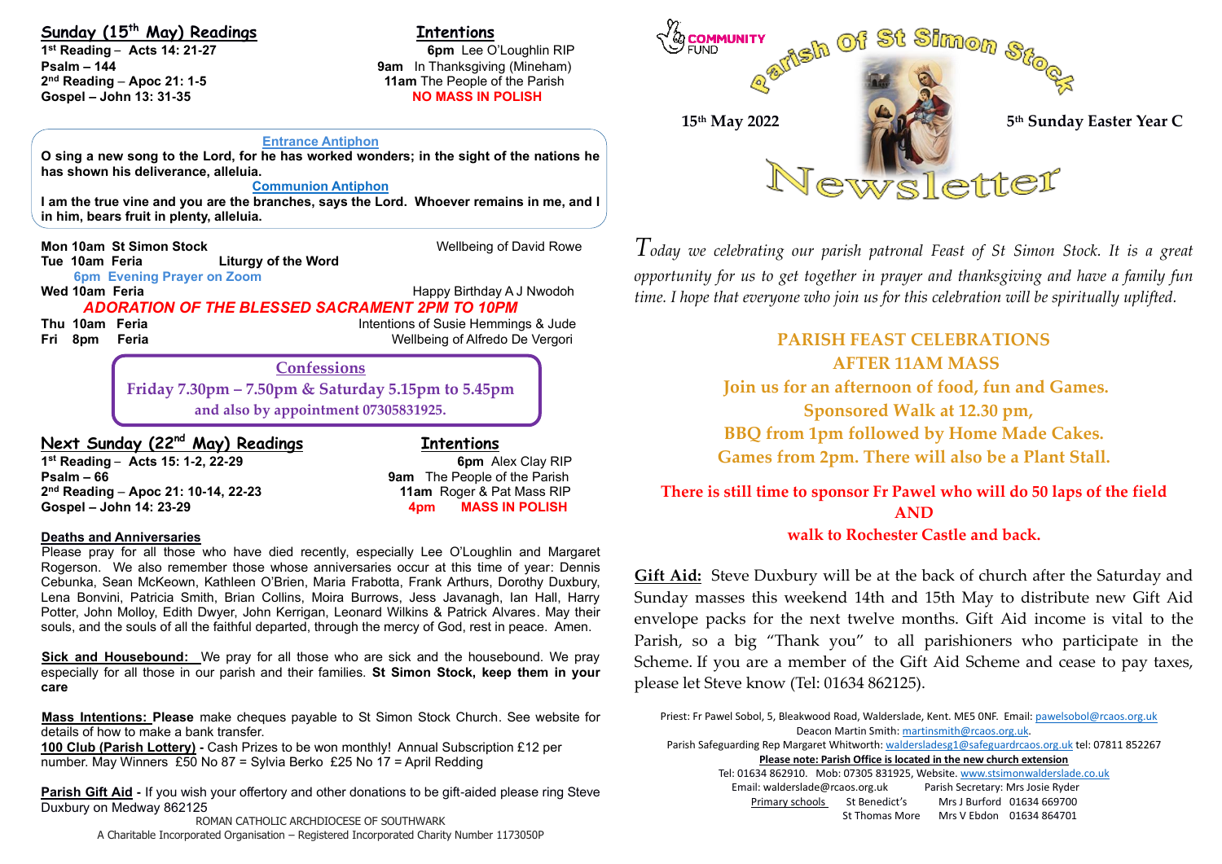## Sunday (15th May) Readings

**1st Reading – Acts 14: 21-27**
**Psalm – 144**
**2nd Reading – Apoc 21: 1-5**
**Gospel – John 13: 31-35**

## Intentions

**6pm** Lee O'Loughlin RIP
**9am** In Thanksgiving (Mineham)
**11am** The People of the Parish
**NO MASS IN POLISH**

**Entrance Antiphon**

**O sing a new song to the Lord, for he has worked wonders; in the sight of the nations he has shown his deliverance, alleluia.**

**Communion Antiphon**

**I am the true vine and you are the branches, says the Lord. Whoever remains in me, and I in him, bears fruit in plenty, alleluia.**

**Mon 10am St Simon Stock** — Wellbeing of David Rowe
**Tue 10am Feria** — **Liturgy of the Word**
**6pm Evening Prayer on Zoom**
**Wed 10am Feria** — Happy Birthday A J Nwodoh
***ADORATION OF THE BLESSED SACRAMENT 2PM TO 10PM***
**Thu 10am Feria** — Intentions of Susie Hemmings & Jude
**Fri 8pm Feria** — Wellbeing of Alfredo De Vergori

**Confessions**
**Friday 7.30pm – 7.50pm & Saturday 5.15pm to 5.45pm**
**and also by appointment 07305831925.**

## Next Sunday (22nd May) Readings

**1st Reading – Acts 15: 1-2, 22-29**
**Psalm – 66**
**2nd Reading – Apoc 21: 10-14, 22-23**
**Gospel – John 14: 23-29**

## Intentions

**6pm** Alex Clay RIP
**9am** The People of the Parish
**11am** Roger & Pat Mass RIP
**4pm MASS IN POLISH**

**Deaths and Anniversaries**

Please pray for all those who have died recently, especially Lee O'Loughlin and Margaret Rogerson. We also remember those whose anniversaries occur at this time of year: Dennis Cebunka, Sean McKeown, Kathleen O'Brien, Maria Frabotta, Frank Arthurs, Dorothy Duxbury, Lena Bonvini, Patricia Smith, Brian Collins, Moira Burrows, Jess Javanagh, Ian Hall, Harry Potter, John Molloy, Edith Dwyer, John Kerrigan, Leonard Wilkins & Patrick Alvares. May their souls, and the souls of all the faithful departed, through the mercy of God, rest in peace. Amen.

**Sick and Housebound:** We pray for all those who are sick and the housebound. We pray especially for all those in our parish and their families. **St Simon Stock, keep them in your care**

**Mass Intentions: Please** make cheques payable to St Simon Stock Church. See website for details of how to make a bank transfer.

**100 Club (Parish Lottery) -** Cash Prizes to be won monthly! Annual Subscription £12 per number. May Winners £50 No 87 = Sylvia Berko £25 No 17 = April Redding

**Parish Gift Aid -** If you wish your offertory and other donations to be gift-aided please ring Steve Duxbury on Medway 862125

ROMAN CATHOLIC ARCHDIOCESE OF SOUTHWARK
A Charitable Incorporated Organisation – Registered Incorporated Charity Number 1173050P

COMMUNITY FUND

# Parish Of St Simon Stock

**15th May 2022** — **5th Sunday Easter Year C**

# Newsletter

*Today we celebrating our parish patronal Feast of St Simon Stock. It is a great opportunity for us to get together in prayer and thanksgiving and have a family fun time. I hope that everyone who join us for this celebration will be spiritually uplifted.*

**PARISH FEAST CELEBRATIONS**
**AFTER 11AM MASS**
**Join us for an afternoon of food, fun and Games.**
**Sponsored Walk at 12.30 pm,**
**BBQ from 1pm followed by Home Made Cakes.**
**Games from 2pm. There will also be a Plant Stall.**

**There is still time to sponsor Fr Pawel who will do 50 laps of the field AND walk to Rochester Castle and back.**

**Gift Aid:** Steve Duxbury will be at the back of church after the Saturday and Sunday masses this weekend 14th and 15th May to distribute new Gift Aid envelope packs for the next twelve months. Gift Aid income is vital to the Parish, so a big "Thank you" to all parishioners who participate in the Scheme. If you are a member of the Gift Aid Scheme and cease to pay taxes, please let Steve know (Tel: 01634 862125).

Priest: Fr Pawel Sobol, 5, Bleakwood Road, Walderslade, Kent. ME5 0NF. Email: pawelsobol@rcaos.org.uk
Deacon Martin Smith: martinsmith@rcaos.org.uk.
Parish Safeguarding Rep Margaret Whitworth: waldersladesg1@safeguardrcaos.org.uk tel: 07811 852267
**Please note: Parish Office is located in the new church extension**
Tel: 01634 862910. Mob: 07305 831925, Website. www.stsimonwalderslade.co.uk
Email: walderslade@rcaos.org.uk Parish Secretary: Mrs Josie Ryder
Primary schools St Benedict's Mrs J Burford 01634 669700
St Thomas More Mrs V Ebdon 01634 864701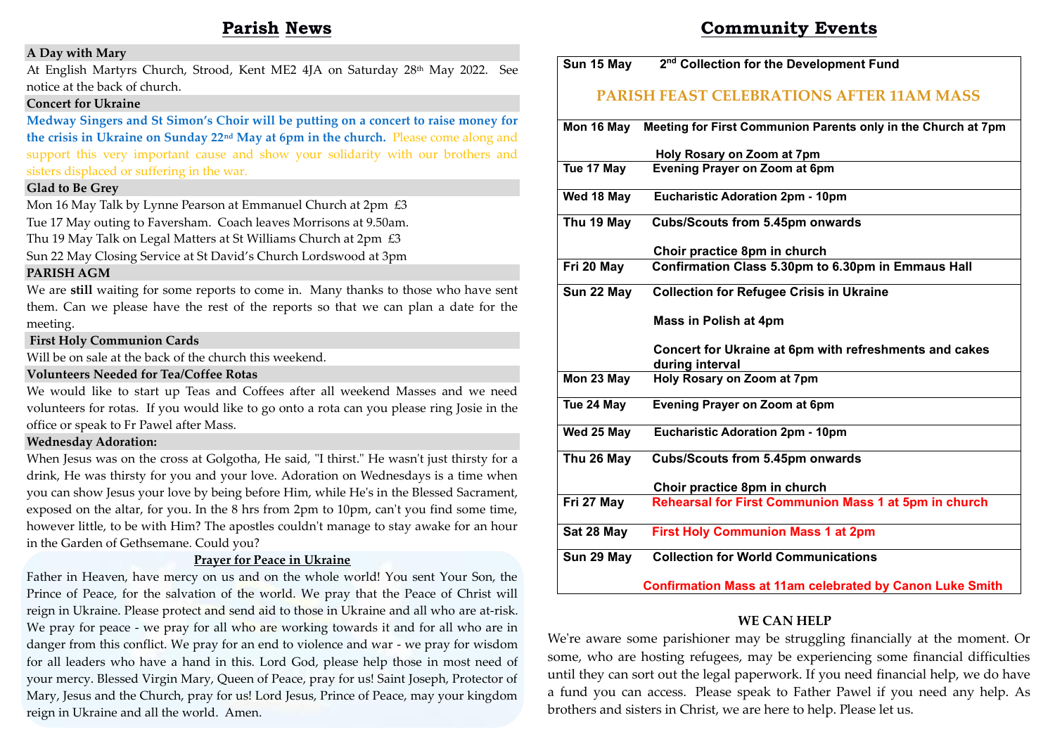## Parish News

**A Day with Mary**

At English Martyrs Church, Strood, Kent ME2 4JA on Saturday 28th May 2022. See notice at the back of church.

**Concert for Ukraine**

**Medway Singers and St Simon's Choir will be putting on a concert to raise money for the crisis in Ukraine on Sunday 22nd May at 6pm in the church.** Please come along and support this very important cause and show your solidarity with our brothers and sisters displaced or suffering in the war.

**Glad to Be Grey**

Mon 16 May Talk by Lynne Pearson at Emmanuel Church at 2pm £3

Tue 17 May outing to Faversham. Coach leaves Morrisons at 9.50am.

Thu 19 May Talk on Legal Matters at St Williams Church at 2pm £3

Sun 22 May Closing Service at St David's Church Lordswood at 3pm

**PARISH AGM**

We are **still** waiting for some reports to come in. Many thanks to those who have sent them. Can we please have the rest of the reports so that we can plan a date for the meeting.

**First Holy Communion Cards**

Will be on sale at the back of the church this weekend.

**Volunteers Needed for Tea/Coffee Rotas**

We would like to start up Teas and Coffees after all weekend Masses and we need volunteers for rotas. If you would like to go onto a rota can you please ring Josie in the office or speak to Fr Pawel after Mass.

**Wednesday Adoration:**

When Jesus was on the cross at Golgotha, He said, "I thirst." He wasn't just thirsty for a drink, He was thirsty for you and your love. Adoration on Wednesdays is a time when you can show Jesus your love by being before Him, while He's in the Blessed Sacrament, exposed on the altar, for you. In the 8 hrs from 2pm to 10pm, can't you find some time, however little, to be with Him? The apostles couldn't manage to stay awake for an hour in the Garden of Gethsemane. Could you?

**Prayer for Peace in Ukraine**

Father in Heaven, have mercy on us and on the whole world! You sent Your Son, the Prince of Peace, for the salvation of the world. We pray that the Peace of Christ will reign in Ukraine. Please protect and send aid to those in Ukraine and all who are at-risk. We pray for peace - we pray for all who are working towards it and for all who are in danger from this conflict. We pray for an end to violence and war - we pray for wisdom for all leaders who have a hand in this. Lord God, please help those in most need of your mercy. Blessed Virgin Mary, Queen of Peace, pray for us! Saint Joseph, Protector of Mary, Jesus and the Church, pray for us! Lord Jesus, Prince of Peace, may your kingdom reign in Ukraine and all the world. Amen.

## Community Events

| | |
|---|---|
| **Sun 15 May** | **2nd Collection for the Development Fund**<br><br>**PARISH FEAST CELEBRATIONS AFTER 11AM MASS** |
| **Mon 16 May** | **Meeting for First Communion Parents only in the Church at 7pm**<br><br>**Holy Rosary on Zoom at 7pm** |
| **Tue 17 May** | **Evening Prayer on Zoom at 6pm** |
| **Wed 18 May** | **Eucharistic Adoration 2pm - 10pm** |
| **Thu 19 May** | **Cubs/Scouts from 5.45pm onwards**<br><br>**Choir practice 8pm in church** |
| **Fri 20 May** | **Confirmation Class 5.30pm to 6.30pm in Emmaus Hall** |
| **Sun 22 May** | **Collection for Refugee Crisis in Ukraine**<br><br>**Mass in Polish at 4pm**<br><br>**Concert for Ukraine at 6pm with refreshments and cakes during interval** |
| **Mon 23 May** | **Holy Rosary on Zoom at 7pm** |
| **Tue 24 May** | **Evening Prayer on Zoom at 6pm** |
| **Wed 25 May** | **Eucharistic Adoration 2pm - 10pm** |
| **Thu 26 May** | **Cubs/Scouts from 5.45pm onwards**<br><br>**Choir practice 8pm in church** |
| **Fri 27 May** | **Rehearsal for First Communion Mass 1 at 5pm in church** |
| **Sat 28 May** | **First Holy Communion Mass 1 at 2pm** |
| **Sun 29 May** | **Collection for World Communications**<br><br>**Confirmation Mass at 11am celebrated by Canon Luke Smith** |

**WE CAN HELP**

We're aware some parishioner may be struggling financially at the moment. Or some, who are hosting refugees, may be experiencing some financial difficulties until they can sort out the legal paperwork. If you need financial help, we do have a fund you can access. Please speak to Father Pawel if you need any help. As brothers and sisters in Christ, we are here to help. Please let us.